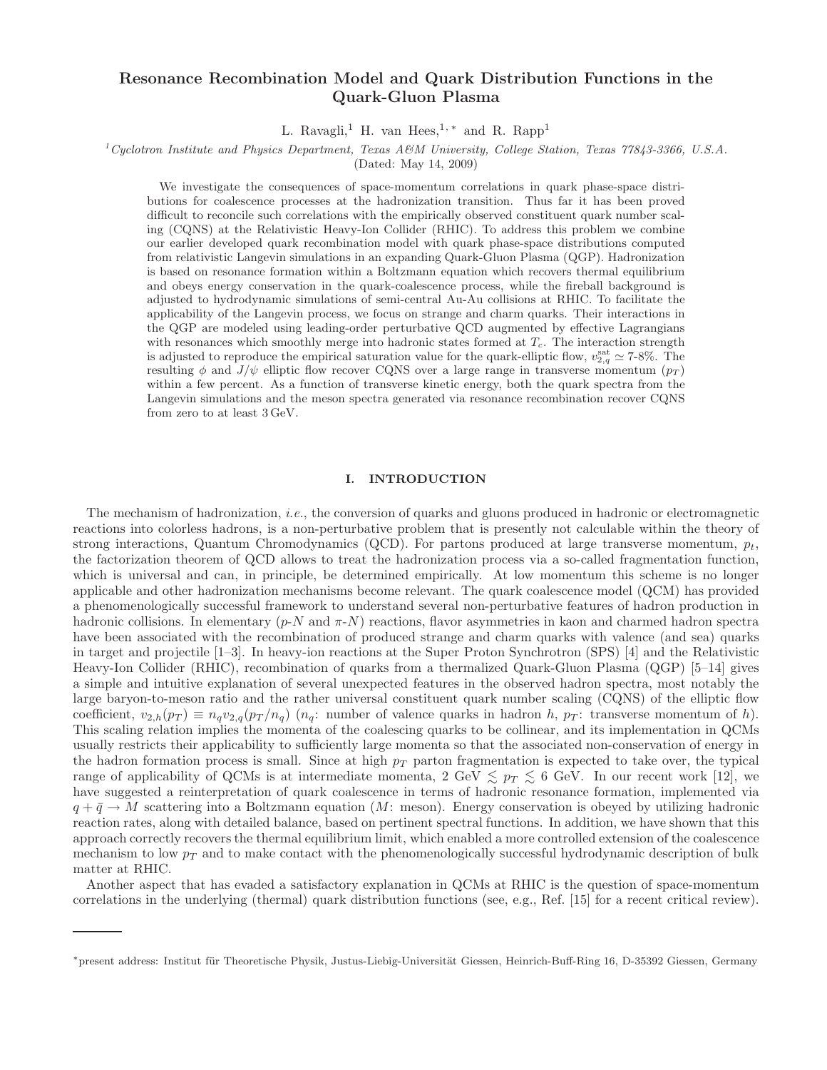# Resonance Recombination Model and Quark Distribution Functions in the Quark-Gluon Plasma

L. Ravagli,[1] H. van Hees,[1,*] and R. Rapp[1]

[1] *Cyclotron Institute and Physics Department, Texas A&M University, College Station, Texas 77843-3366, U.S.A.*

(Dated: May 14, 2009)

We investigate the consequences of space-momentum correlations in quark phase-space distributions for coalescence processes at the hadronization transition. Thus far it has been proved difficult to reconcile such correlations with the empirically observed constituent quark number scaling (CQNS) at the Relativistic Heavy-Ion Collider (RHIC). To address this problem we combine our earlier developed quark recombination model with quark phase-space distributions computed from relativistic Langevin simulations in an expanding Quark-Gluon Plasma (QGP). Hadronization is based on resonance formation within a Boltzmann equation which recovers thermal equilibrium and obeys energy conservation in the quark-coalescence process, while the fireball background is adjusted to hydrodynamic simulations of semi-central Au-Au collisions at RHIC. To facilitate the applicability of the Langevin process, we focus on strange and charm quarks. Their interactions in the QGP are modeled using leading-order perturbative QCD augmented by effective Lagrangians with resonances which smoothly merge into hadronic states formed at $T_c$. The interaction strength is adjusted to reproduce the empirical saturation value for the quark-elliptic flow, $v_{2,q}^{\rm sat} \simeq$ 7-8%. The resulting $\phi$ and $J/\psi$ elliptic flow recover CQNS over a large range in transverse momentum ($p_T$) within a few percent. As a function of transverse kinetic energy, both the quark spectra from the Langevin simulations and the meson spectra generated via resonance recombination recover CQNS from zero to at least 3 GeV.

## I. INTRODUCTION

The mechanism of hadronization, *i.e.*, the conversion of quarks and gluons produced in hadronic or electromagnetic reactions into colorless hadrons, is a non-perturbative problem that is presently not calculable within the theory of strong interactions, Quantum Chromodynamics (QCD). For partons produced at large transverse momentum, $p_t$, the factorization theorem of QCD allows to treat the hadronization process via a so-called fragmentation function, which is universal and can, in principle, be determined empirically. At low momentum this scheme is no longer applicable and other hadronization mechanisms become relevant. The quark coalescence model (QCM) has provided a phenomenologically successful framework to understand several non-perturbative features of hadron production in hadronic collisions. In elementary ($p$-$N$ and $\pi$-$N$) reactions, flavor asymmetries in kaon and charmed hadron spectra have been associated with the recombination of produced strange and charm quarks with valence (and sea) quarks in target and projectile [1–3]. In heavy-ion reactions at the Super Proton Synchrotron (SPS) [4] and the Relativistic Heavy-Ion Collider (RHIC), recombination of quarks from a thermalized Quark-Gluon Plasma (QGP) [5–14] gives a simple and intuitive explanation of several unexpected features in the observed hadron spectra, most notably the large baryon-to-meson ratio and the rather universal constituent quark number scaling (CQNS) of the elliptic flow coefficient, $v_{2,h}(p_T) \equiv n_q v_{2,q}(p_T/n_q)$ ($n_q$: number of valence quarks in hadron $h$, $p_T$: transverse momentum of $h$). This scaling relation implies the momenta of the coalescing quarks to be collinear, and its implementation in QCMs usually restricts their applicability to sufficiently large momenta so that the associated non-conservation of energy in the hadron formation process is small. Since at high $p_T$ parton fragmentation is expected to take over, the typical range of applicability of QCMs is at intermediate momenta, 2 GeV $\lesssim p_T \lesssim$ 6 GeV. In our recent work [12], we have suggested a reinterpretation of quark coalescence in terms of hadronic resonance formation, implemented via $q + \bar{q} \to M$ scattering into a Boltzmann equation ($M$: meson). Energy conservation is obeyed by utilizing hadronic reaction rates, along with detailed balance, based on pertinent spectral functions. In addition, we have shown that this approach correctly recovers the thermal equilibrium limit, which enabled a more controlled extension of the coalescence mechanism to low $p_T$ and to make contact with the phenomenologically successful hydrodynamic description of bulk matter at RHIC.

Another aspect that has evaded a satisfactory explanation in QCMs at RHIC is the question of space-momentum correlations in the underlying (thermal) quark distribution functions (see, e.g., Ref. [15] for a recent critical review).

---

*present address: Institut für Theoretische Physik, Justus-Liebig-Universität Giessen, Heinrich-Buff-Ring 16, D-35392 Giessen, Germany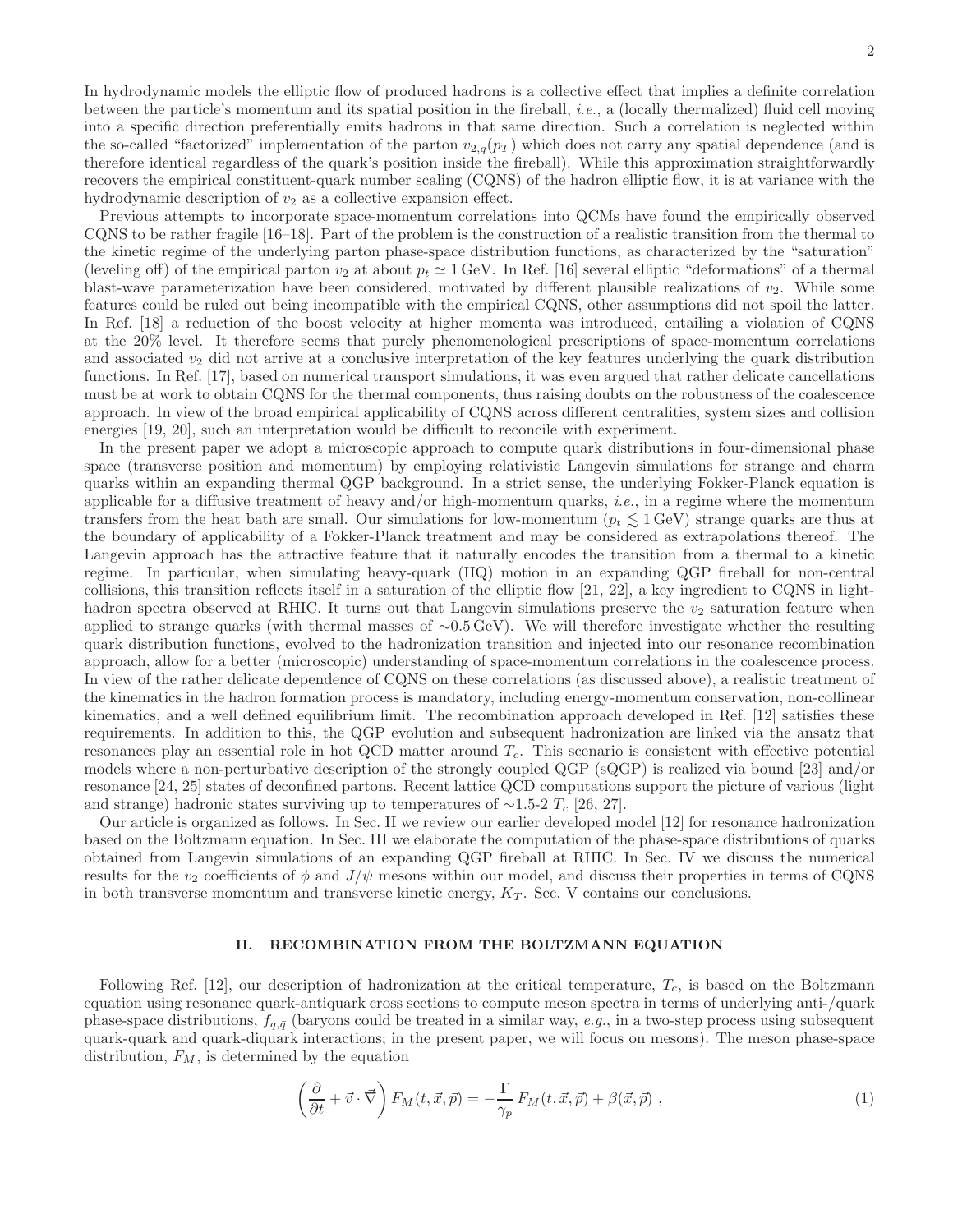In hydrodynamic models the elliptic flow of produced hadrons is a collective effect that implies a definite correlation between the particle's momentum and its spatial position in the fireball, *i.e.*, a (locally thermalized) fluid cell moving into a specific direction preferentially emits hadrons in that same direction. Such a correlation is neglected within the so-called "factorized" implementation of the parton $v_{2,q}(p_T)$ which does not carry any spatial dependence (and is therefore identical regardless of the quark's position inside the fireball). While this approximation straightforwardly recovers the empirical constituent-quark number scaling (CQNS) of the hadron elliptic flow, it is at variance with the hydrodynamic description of $v_2$ as a collective expansion effect.

Previous attempts to incorporate space-momentum correlations into QCMs have found the empirically observed CQNS to be rather fragile [16–18]. Part of the problem is the construction of a realistic transition from the thermal to the kinetic regime of the underlying parton phase-space distribution functions, as characterized by the "saturation" (leveling off) of the empirical parton $v_2$ at about $p_t \simeq 1\,\mathrm{GeV}$. In Ref. [16] several elliptic "deformations" of a thermal blast-wave parameterization have been considered, motivated by different plausible realizations of $v_2$. While some features could be ruled out being incompatible with the empirical CQNS, other assumptions did not spoil the latter. In Ref. [18] a reduction of the boost velocity at higher momenta was introduced, entailing a violation of CQNS at the 20% level. It therefore seems that purely phenomenological prescriptions of space-momentum correlations and associated $v_2$ did not arrive at a conclusive interpretation of the key features underlying the quark distribution functions. In Ref. [17], based on numerical transport simulations, it was even argued that rather delicate cancellations must be at work to obtain CQNS for the thermal components, thus raising doubts on the robustness of the coalescence approach. In view of the broad empirical applicability of CQNS across different centralities, system sizes and collision energies [19, 20], such an interpretation would be difficult to reconcile with experiment.

In the present paper we adopt a microscopic approach to compute quark distributions in four-dimensional phase space (transverse position and momentum) by employing relativistic Langevin simulations for strange and charm quarks within an expanding thermal QGP background. In a strict sense, the underlying Fokker-Planck equation is applicable for a diffusive treatment of heavy and/or high-momentum quarks, *i.e.*, in a regime where the momentum transfers from the heat bath are small. Our simulations for low-momentum ($p_t \lesssim 1\,\mathrm{GeV}$) strange quarks are thus at the boundary of applicability of a Fokker-Planck treatment and may be considered as extrapolations thereof. The Langevin approach has the attractive feature that it naturally encodes the transition from a thermal to a kinetic regime. In particular, when simulating heavy-quark (HQ) motion in an expanding QGP fireball for non-central collisions, this transition reflects itself in a saturation of the elliptic flow [21, 22], a key ingredient to CQNS in light-hadron spectra observed at RHIC. It turns out that Langevin simulations preserve the $v_2$ saturation feature when applied to strange quarks (with thermal masses of $\sim$0.5 GeV). We will therefore investigate whether the resulting quark distribution functions, evolved to the hadronization transition and injected into our resonance recombination approach, allow for a better (microscopic) understanding of space-momentum correlations in the coalescence process. In view of the rather delicate dependence of CQNS on these correlations (as discussed above), a realistic treatment of the kinematics in the hadron formation process is mandatory, including energy-momentum conservation, non-collinear kinematics, and a well defined equilibrium limit. The recombination approach developed in Ref. [12] satisfies these requirements. In addition to this, the QGP evolution and subsequent hadronization are linked via the ansatz that resonances play an essential role in hot QCD matter around $T_c$. This scenario is consistent with effective potential models where a non-perturbative description of the strongly coupled QGP (sQGP) is realized via bound [23] and/or resonance [24, 25] states of deconfined partons. Recent lattice QCD computations support the picture of various (light and strange) hadronic states surviving up to temperatures of $\sim$1.5-2 $T_c$ [26, 27].

Our article is organized as follows. In Sec. II we review our earlier developed model [12] for resonance hadronization based on the Boltzmann equation. In Sec. III we elaborate the computation of the phase-space distributions of quarks obtained from Langevin simulations of an expanding QGP fireball at RHIC. In Sec. IV we discuss the numerical results for the $v_2$ coefficients of $\phi$ and $J/\psi$ mesons within our model, and discuss their properties in terms of CQNS in both transverse momentum and transverse kinetic energy, $K_T$. Sec. V contains our conclusions.

## II. RECOMBINATION FROM THE BOLTZMANN EQUATION

Following Ref. [12], our description of hadronization at the critical temperature, $T_c$, is based on the Boltzmann equation using resonance quark-antiquark cross sections to compute meson spectra in terms of underlying anti-/quark phase-space distributions, $f_{q,\bar{q}}$ (baryons could be treated in a similar way, *e.g.*, in a two-step process using subsequent quark-quark and quark-diquark interactions; in the present paper, we will focus on mesons). The meson phase-space distribution, $F_M$, is determined by the equation

$$\left(\frac{\partial}{\partial t} + \vec{v} \cdot \vec{\nabla}\right) F_M(t, \vec{x}, \vec{p}) = -\frac{\Gamma}{\gamma_p} F_M(t, \vec{x}, \vec{p}) + \beta(\vec{x}, \vec{p}) \; , \tag{1}$$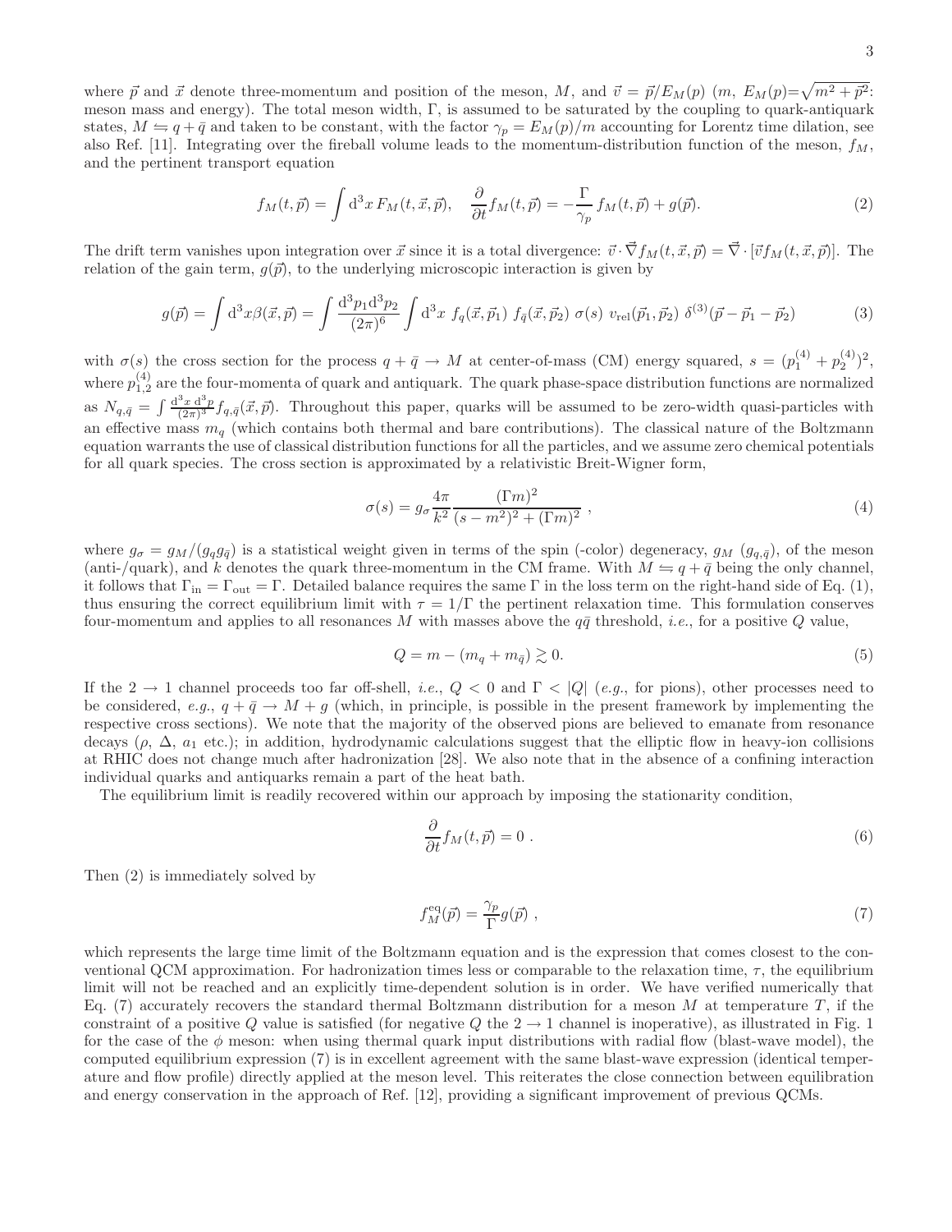where $\vec{p}$ and $\vec{x}$ denote three-momentum and position of the meson, $M$, and $\vec{v} = \vec{p}/E_M(p)$ ($m$, $E_M(p) = \sqrt{m^2 + \vec{p}^2}$: meson mass and energy). The total meson width, $\Gamma$, is assumed to be saturated by the coupling to quark-antiquark states, $M \leftrightharpoons q + \bar{q}$ and taken to be constant, with the factor $\gamma_p = E_M(p)/m$ accounting for Lorentz time dilation, see also Ref. [11]. Integrating over the fireball volume leads to the momentum-distribution function of the meson, $f_M$, and the pertinent transport equation

$$f_M(t, \vec{p}) = \int \mathrm{d}^3x \, F_M(t, \vec{x}, \vec{p}), \quad \frac{\partial}{\partial t} f_M(t, \vec{p}) = -\frac{\Gamma}{\gamma_p} f_M(t, \vec{p}) + g(\vec{p}). \tag{2}$$

The drift term vanishes upon integration over $\vec{x}$ since it is a total divergence: $\vec{v} \cdot \vec{\nabla} f_M(t, \vec{x}, \vec{p}) = \vec{\nabla} \cdot [\vec{v} f_M(t, \vec{x}, \vec{p})]$. The relation of the gain term, $g(\vec{p})$, to the underlying microscopic interaction is given by

$$g(\vec{p}) = \int \mathrm{d}^3x \beta(\vec{x}, \vec{p}) = \int \frac{\mathrm{d}^3p_1 \mathrm{d}^3p_2}{(2\pi)^6} \int \mathrm{d}^3x \ f_q(\vec{x}, \vec{p}_1) \ f_{\bar{q}}(\vec{x}, \vec{p}_2) \ \sigma(s) \ v_{\mathrm{rel}}(\vec{p}_1, \vec{p}_2) \ \delta^{(3)}(\vec{p} - \vec{p}_1 - \vec{p}_2) \tag{3}$$

with $\sigma(s)$ the cross section for the process $q + \bar{q} \to M$ at center-of-mass (CM) energy squared, $s = (p_1^{(4)} + p_2^{(4)})^2$, where $p_{1,2}^{(4)}$ are the four-momenta of quark and antiquark. The quark phase-space distribution functions are normalized as $N_{q,\bar{q}} = \int \frac{\mathrm{d}^3x \ \mathrm{d}^3p}{(2\pi)^3} f_{q,\bar{q}}(\vec{x}, \vec{p})$. Throughout this paper, quarks will be assumed to be zero-width quasi-particles with an effective mass $m_q$ (which contains both thermal and bare contributions). The classical nature of the Boltzmann equation warrants the use of classical distribution functions for all the particles, and we assume zero chemical potentials for all quark species. The cross section is approximated by a relativistic Breit-Wigner form,

$$\sigma(s) = g_\sigma \frac{4\pi}{k^2} \frac{(\Gamma m)^2}{(s - m^2)^2 + (\Gamma m)^2} \ , \tag{4}$$

where $g_\sigma = g_M/(g_q g_{\bar{q}})$ is a statistical weight given in terms of the spin (-color) degeneracy, $g_M$ ($g_{q,\bar{q}}$), of the meson (anti-/quark), and $k$ denotes the quark three-momentum in the CM frame. With $M \leftrightharpoons q + \bar{q}$ being the only channel, it follows that $\Gamma_{\mathrm{in}} = \Gamma_{\mathrm{out}} = \Gamma$. Detailed balance requires the same $\Gamma$ in the loss term on the right-hand side of Eq. (1), thus ensuring the correct equilibrium limit with $\tau = 1/\Gamma$ the pertinent relaxation time. This formulation conserves four-momentum and applies to all resonances $M$ with masses above the $q\bar{q}$ threshold, *i.e.*, for a positive $Q$ value,

$$Q = m - (m_q + m_{\bar{q}}) \gtrsim 0. \tag{5}$$

If the $2 \to 1$ channel proceeds too far off-shell, *i.e.*, $Q < 0$ and $\Gamma < |Q|$ (*e.g.*, for pions), other processes need to be considered, *e.g.*, $q + \bar{q} \to M + g$ (which, in principle, is possible in the present framework by implementing the respective cross sections). We note that the majority of the observed pions are believed to emanate from resonance decays ($\rho$, $\Delta$, $a_1$ etc.); in addition, hydrodynamic calculations suggest that the elliptic flow in heavy-ion collisions at RHIC does not change much after hadronization [28]. We also note that in the absence of a confining interaction individual quarks and antiquarks remain a part of the heat bath.

The equilibrium limit is readily recovered within our approach by imposing the stationarity condition,

$$\frac{\partial}{\partial t} f_M(t, \vec{p}) = 0 \ . \tag{6}$$

Then (2) is immediately solved by

$$f_M^{\mathrm{eq}}(\vec{p}) = \frac{\gamma_p}{\Gamma} g(\vec{p}) \ , \tag{7}$$

which represents the large time limit of the Boltzmann equation and is the expression that comes closest to the conventional QCM approximation. For hadronization times less or comparable to the relaxation time, $\tau$, the equilibrium limit will not be reached and an explicitly time-dependent solution is in order. We have verified numerically that Eq. (7) accurately recovers the standard thermal Boltzmann distribution for a meson $M$ at temperature $T$, if the constraint of a positive $Q$ value is satisfied (for negative $Q$ the $2 \to 1$ channel is inoperative), as illustrated in Fig. 1 for the case of the $\phi$ meson: when using thermal quark input distributions with radial flow (blast-wave model), the computed equilibrium expression (7) is in excellent agreement with the same blast-wave expression (identical temperature and flow profile) directly applied at the meson level. This reiterates the close connection between equilibration and energy conservation in the approach of Ref. [12], providing a significant improvement of previous QCMs.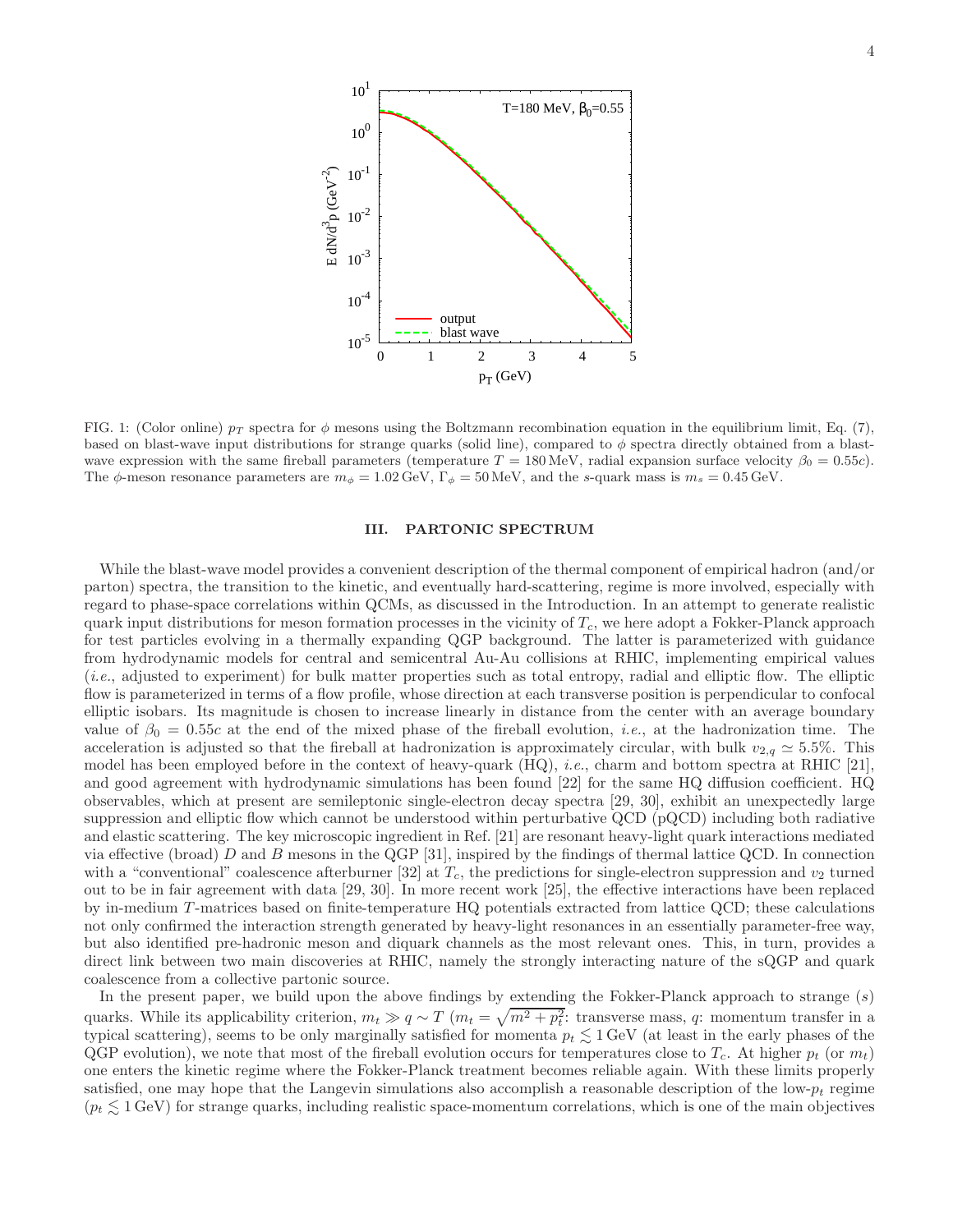FIG. 1: (Color online) $p_T$ spectra for $\phi$ mesons using the Boltzmann recombination equation in the equilibrium limit, Eq. (7), based on blast-wave input distributions for strange quarks (solid line), compared to $\phi$ spectra directly obtained from a blast-wave expression with the same fireball parameters (temperature $T = 180\,\mathrm{MeV}$, radial expansion surface velocity $\beta_0 = 0.55c$). The $\phi$-meson resonance parameters are $m_\phi = 1.02\,\mathrm{GeV}$, $\Gamma_\phi = 50\,\mathrm{MeV}$, and the $s$-quark mass is $m_s = 0.45\,\mathrm{GeV}$.

## III. PARTONIC SPECTRUM

While the blast-wave model provides a convenient description of the thermal component of empirical hadron (and/or parton) spectra, the transition to the kinetic, and eventually hard-scattering, regime is more involved, especially with regard to phase-space correlations within QCMs, as discussed in the Introduction. In an attempt to generate realistic quark input distributions for meson formation processes in the vicinity of $T_c$, we here adopt a Fokker-Planck approach for test particles evolving in a thermally expanding QGP background. The latter is parameterized with guidance from hydrodynamic models for central and semicentral Au-Au collisions at RHIC, implementing empirical values (*i.e.*, adjusted to experiment) for bulk matter properties such as total entropy, radial and elliptic flow. The elliptic flow is parameterized in terms of a flow profile, whose direction at each transverse position is perpendicular to confocal elliptic isobars. Its magnitude is chosen to increase linearly in distance from the center with an average boundary value of $\beta_0 = 0.55c$ at the end of the mixed phase of the fireball evolution, *i.e.*, at the hadronization time. The acceleration is adjusted so that the fireball at hadronization is approximately circular, with bulk $v_{2,q} \simeq 5.5\%$. This model has been employed before in the context of heavy-quark (HQ), *i.e.*, charm and bottom spectra at RHIC [21], and good agreement with hydrodynamic simulations has been found [22] for the same HQ diffusion coefficient. HQ observables, which at present are semileptonic single-electron decay spectra [29, 30], exhibit an unexpectedly large suppression and elliptic flow which cannot be understood within perturbative QCD (pQCD) including both radiative and elastic scattering. The key microscopic ingredient in Ref. [21] are resonant heavy-light quark interactions mediated via effective (broad) $D$ and $B$ mesons in the QGP [31], inspired by the findings of thermal lattice QCD. In connection with a "conventional" coalescence afterburner [32] at $T_c$, the predictions for single-electron suppression and $v_2$ turned out to be in fair agreement with data [29, 30]. In more recent work [25], the effective interactions have been replaced by in-medium $T$-matrices based on finite-temperature HQ potentials extracted from lattice QCD; these calculations not only confirmed the interaction strength generated by heavy-light resonances in an essentially parameter-free way, but also identified pre-hadronic meson and diquark channels as the most relevant ones. This, in turn, provides a direct link between two main discoveries at RHIC, namely the strongly interacting nature of the sQGP and quark coalescence from a collective partonic source.

In the present paper, we build upon the above findings by extending the Fokker-Planck approach to strange ($s$) quarks. While its applicability criterion, $m_t \gg q \sim T$ ($m_t = \sqrt{m^2 + p_t^2}$: transverse mass, $q$: momentum transfer in a typical scattering), seems to be only marginally satisfied for momenta $p_t \lesssim 1\,\mathrm{GeV}$ (at least in the early phases of the QGP evolution), we note that most of the fireball evolution occurs for temperatures close to $T_c$. At higher $p_t$ (or $m_t$) one enters the kinetic regime where the Fokker-Planck treatment becomes reliable again. With these limits properly satisfied, one may hope that the Langevin simulations also accomplish a reasonable description of the low-$p_t$ regime ($p_t \lesssim 1\,\mathrm{GeV}$) for strange quarks, including realistic space-momentum correlations, which is one of the main objectives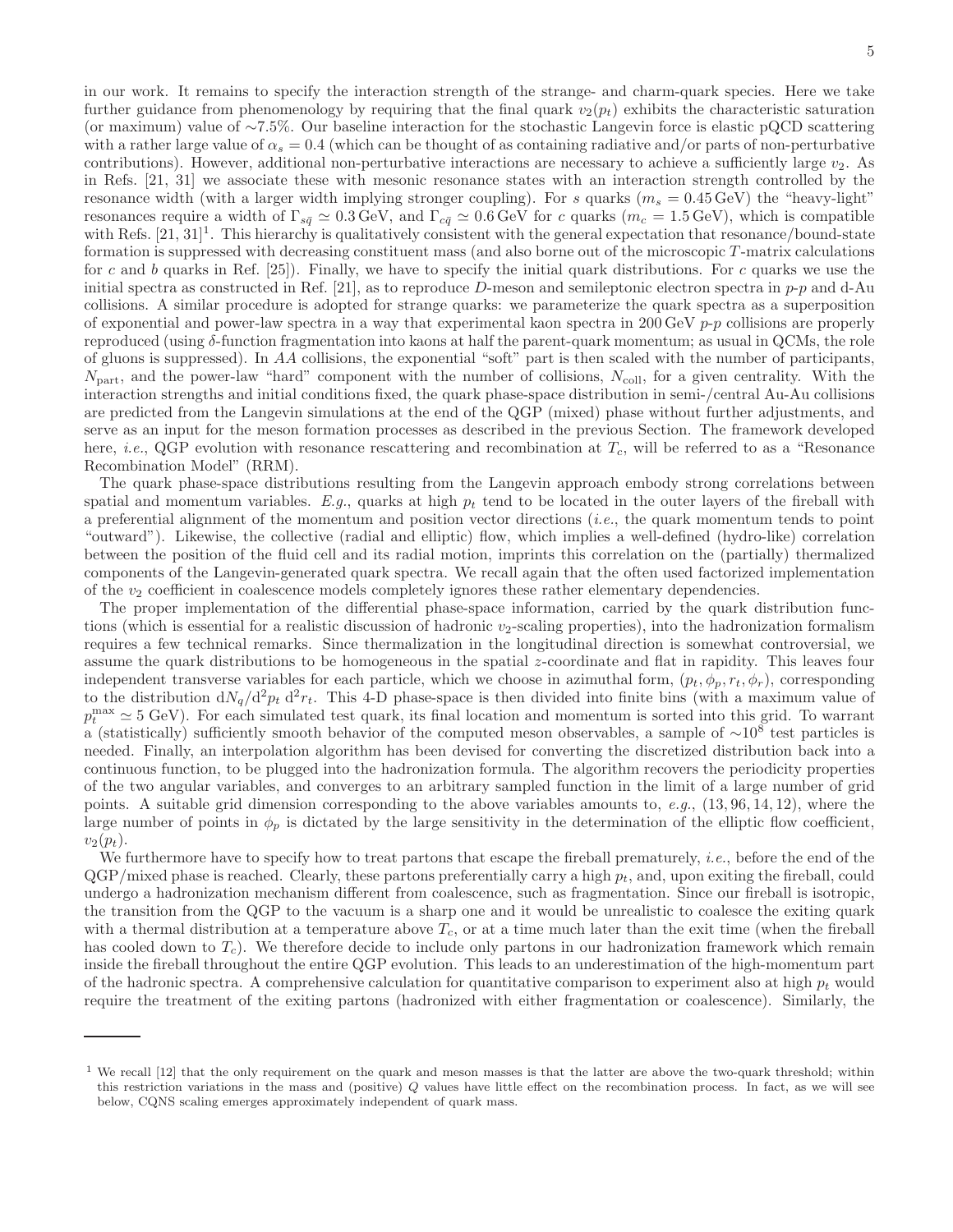in our work. It remains to specify the interaction strength of the strange- and charm-quark species. Here we take further guidance from phenomenology by requiring that the final quark $v_2(p_t)$ exhibits the characteristic saturation (or maximum) value of ∼7.5%. Our baseline interaction for the stochastic Langevin force is elastic pQCD scattering with a rather large value of $\alpha_s = 0.4$ (which can be thought of as containing radiative and/or parts of non-perturbative contributions). However, additional non-perturbative interactions are necessary to achieve a sufficiently large $v_2$. As in Refs. [21, 31] we associate these with mesonic resonance states with an interaction strength controlled by the resonance width (with a larger width implying stronger coupling). For $s$ quarks ($m_s = 0.45$ GeV) the "heavy-light" resonances require a width of $\Gamma_{s\bar{q}} \simeq 0.3$ GeV, and $\Gamma_{c\bar{q}} \simeq 0.6$ GeV for $c$ quarks ($m_c = 1.5$ GeV), which is compatible with Refs. [21, 31][1]. This hierarchy is qualitatively consistent with the general expectation that resonance/bound-state formation is suppressed with decreasing constituent mass (and also borne out of the microscopic $T$-matrix calculations for $c$ and $b$ quarks in Ref. [25]). Finally, we have to specify the initial quark distributions. For $c$ quarks we use the initial spectra as constructed in Ref. [21], as to reproduce $D$-meson and semileptonic electron spectra in $p$-$p$ and d-Au collisions. A similar procedure is adopted for strange quarks: we parameterize the quark spectra as a superposition of exponential and power-law spectra in a way that experimental kaon spectra in 200 GeV $p$-$p$ collisions are properly reproduced (using $\delta$-function fragmentation into kaons at half the parent-quark momentum; as usual in QCMs, the role of gluons is suppressed). In $AA$ collisions, the exponential "soft" part is then scaled with the number of participants, $N_{\rm part}$, and the power-law "hard" component with the number of collisions, $N_{\rm coll}$, for a given centrality. With the interaction strengths and initial conditions fixed, the quark phase-space distribution in semi-/central Au-Au collisions are predicted from the Langevin simulations at the end of the QGP (mixed) phase without further adjustments, and serve as an input for the meson formation processes as described in the previous Section. The framework developed here, *i.e.*, QGP evolution with resonance rescattering and recombination at $T_c$, will be referred to as a "Resonance Recombination Model" (RRM).

The quark phase-space distributions resulting from the Langevin approach embody strong correlations between spatial and momentum variables. *E.g.*, quarks at high $p_t$ tend to be located in the outer layers of the fireball with a preferential alignment of the momentum and position vector directions (*i.e.*, the quark momentum tends to point "outward"). Likewise, the collective (radial and elliptic) flow, which implies a well-defined (hydro-like) correlation between the position of the fluid cell and its radial motion, imprints this correlation on the (partially) thermalized components of the Langevin-generated quark spectra. We recall again that the often used factorized implementation of the $v_2$ coefficient in coalescence models completely ignores these rather elementary dependencies.

The proper implementation of the differential phase-space information, carried by the quark distribution functions (which is essential for a realistic discussion of hadronic $v_2$-scaling properties), into the hadronization formalism requires a few technical remarks. Since thermalization in the longitudinal direction is somewhat controversial, we assume the quark distributions to be homogeneous in the spatial $z$-coordinate and flat in rapidity. This leaves four independent transverse variables for each particle, which we choose in azimuthal form, $(p_t, \phi_p, r_t, \phi_r)$, corresponding to the distribution $\mathrm{d}N_q/\mathrm{d}^2p_t\,\mathrm{d}^2r_t$. This 4-D phase-space is then divided into finite bins (with a maximum value of $p_t^{\rm max} \simeq 5$ GeV). For each simulated test quark, its final location and momentum is sorted into this grid. To warrant a (statistically) sufficiently smooth behavior of the computed meson observables, a sample of $\sim 10^8$ test particles is needed. Finally, an interpolation algorithm has been devised for converting the discretized distribution back into a continuous function, to be plugged into the hadronization formula. The algorithm recovers the periodicity properties of the two angular variables, and converges to an arbitrary sampled function in the limit of a large number of grid points. A suitable grid dimension corresponding to the above variables amounts to, *e.g.*, (13, 96, 14, 12), where the large number of points in $\phi_p$ is dictated by the large sensitivity in the determination of the elliptic flow coefficient, $v_2(p_t)$.

We furthermore have to specify how to treat partons that escape the fireball prematurely, *i.e.*, before the end of the QGP/mixed phase is reached. Clearly, these partons preferentially carry a high $p_t$, and, upon exiting the fireball, could undergo a hadronization mechanism different from coalescence, such as fragmentation. Since our fireball is isotropic, the transition from the QGP to the vacuum is a sharp one and it would be unrealistic to coalesce the exiting quark with a thermal distribution at a temperature above $T_c$, or at a time much later than the exit time (when the fireball has cooled down to $T_c$). We therefore decide to include only partons in our hadronization framework which remain inside the fireball throughout the entire QGP evolution. This leads to an underestimation of the high-momentum part of the hadronic spectra. A comprehensive calculation for quantitative comparison to experiment also at high $p_t$ would require the treatment of the exiting partons (hadronized with either fragmentation or coalescence). Similarly, the

---

[1] We recall [12] that the only requirement on the quark and meson masses is that the latter are above the two-quark threshold; within this restriction variations in the mass and (positive) $Q$ values have little effect on the recombination process. In fact, as we will see below, CQNS scaling emerges approximately independent of quark mass.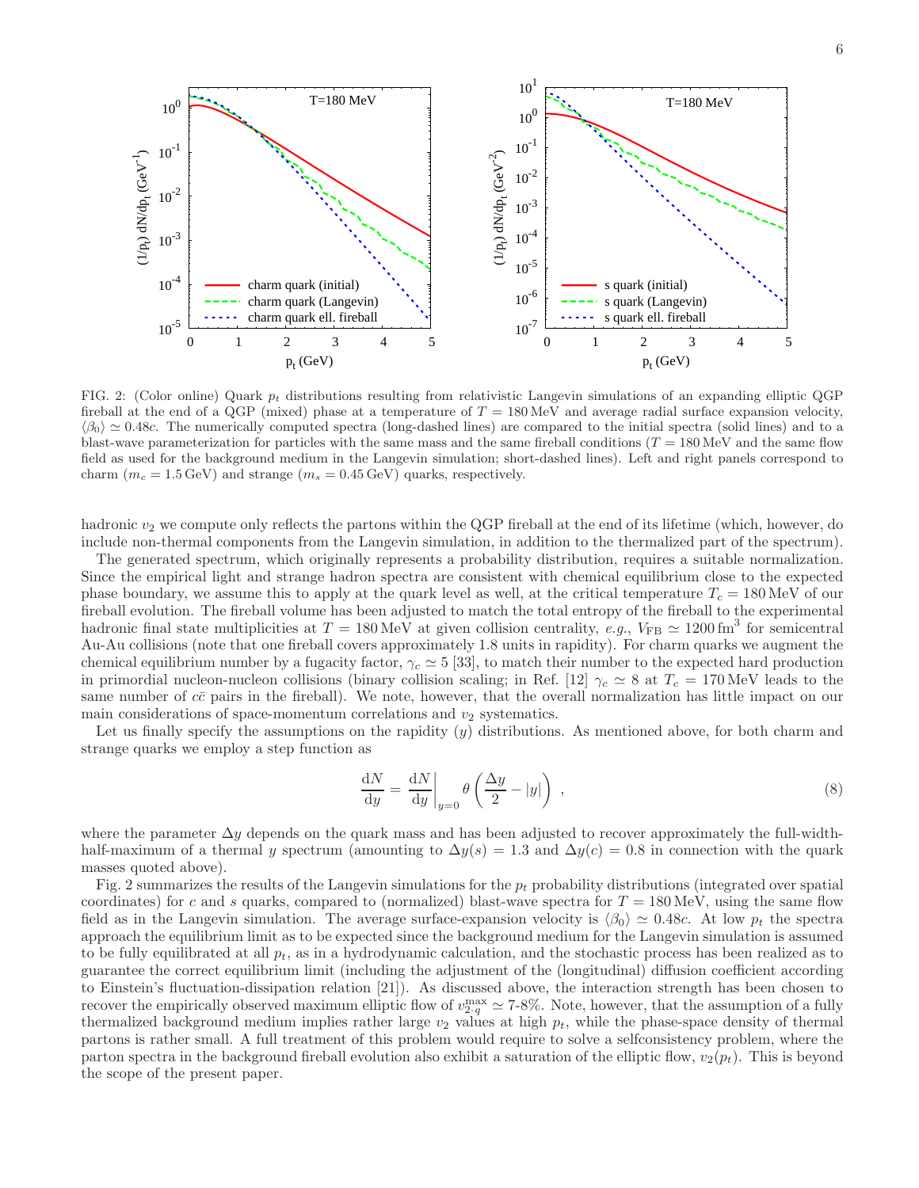FIG. 2: (Color online) Quark $p_t$ distributions resulting from relativistic Langevin simulations of an expanding elliptic QGP fireball at the end of a QGP (mixed) phase at a temperature of $T = 180\,\mathrm{MeV}$ and average radial surface expansion velocity, $\langle \beta_0 \rangle \simeq 0.48c$. The numerically computed spectra (long-dashed lines) are compared to the initial spectra (solid lines) and to a blast-wave parameterization for particles with the same mass and the same fireball conditions ($T = 180\,\mathrm{MeV}$ and the same flow field as used for the background medium in the Langevin simulation; short-dashed lines). Left and right panels correspond to charm ($m_c = 1.5\,\mathrm{GeV}$) and strange ($m_s = 0.45\,\mathrm{GeV}$) quarks, respectively.

hadronic $v_2$ we compute only reflects the partons within the QGP fireball at the end of its lifetime (which, however, do include non-thermal components from the Langevin simulation, in addition to the thermalized part of the spectrum).

The generated spectrum, which originally represents a probability distribution, requires a suitable normalization. Since the empirical light and strange hadron spectra are consistent with chemical equilibrium close to the expected phase boundary, we assume this to apply at the quark level as well, at the critical temperature $T_c = 180\,\mathrm{MeV}$ of our fireball evolution. The fireball volume has been adjusted to match the total entropy of the fireball to the experimental hadronic final state multiplicities at $T = 180\,\mathrm{MeV}$ at given collision centrality, *e.g.*, $V_{\mathrm{FB}} \simeq 1200\,\mathrm{fm}^3$ for semicentral Au-Au collisions (note that one fireball covers approximately 1.8 units in rapidity). For charm quarks we augment the chemical equilibrium number by a fugacity factor, $\gamma_c \simeq 5$ [33], to match their number to the expected hard production in primordial nucleon-nucleon collisions (binary collision scaling; in Ref. [12] $\gamma_c \simeq 8$ at $T_c = 170\,\mathrm{MeV}$ leads to the same number of $c\bar{c}$ pairs in the fireball). We note, however, that the overall normalization has little impact on our main considerations of space-momentum correlations and $v_2$ systematics.

Let us finally specify the assumptions on the rapidity ($y$) distributions. As mentioned above, for both charm and strange quarks we employ a step function as

$$\frac{\mathrm{d}N}{\mathrm{d}y} = \left.\frac{\mathrm{d}N}{\mathrm{d}y}\right|_{y=0} \theta\left(\frac{\Delta y}{2} - |y|\right) \,, \tag{8}$$

where the parameter $\Delta y$ depends on the quark mass and has been adjusted to recover approximately the full-width-half-maximum of a thermal $y$ spectrum (amounting to $\Delta y(s) = 1.3$ and $\Delta y(c) = 0.8$ in connection with the quark masses quoted above).

Fig. 2 summarizes the results of the Langevin simulations for the $p_t$ probability distributions (integrated over spatial coordinates) for $c$ and $s$ quarks, compared to (normalized) blast-wave spectra for $T = 180\,\mathrm{MeV}$, using the same flow field as in the Langevin simulation. The average surface-expansion velocity is $\langle \beta_0 \rangle \simeq 0.48c$. At low $p_t$ the spectra approach the equilibrium limit as to be expected since the background medium for the Langevin simulation is assumed to be fully equilibrated at all $p_t$, as in a hydrodynamic calculation, and the stochastic process has been realized as to guarantee the correct equilibrium limit (including the adjustment of the (longitudinal) diffusion coefficient according to Einstein's fluctuation-dissipation relation [21]). As discussed above, the interaction strength has been chosen to recover the empirically observed maximum elliptic flow of $v_{2,q}^{\max} \simeq$ 7-8%. Note, however, that the assumption of a fully thermalized background medium implies rather large $v_2$ values at high $p_t$, while the phase-space density of thermal partons is rather small. A full treatment of this problem would require to solve a selfconsistency problem, where the parton spectra in the background fireball evolution also exhibit a saturation of the elliptic flow, $v_2(p_t)$. This is beyond the scope of the present paper.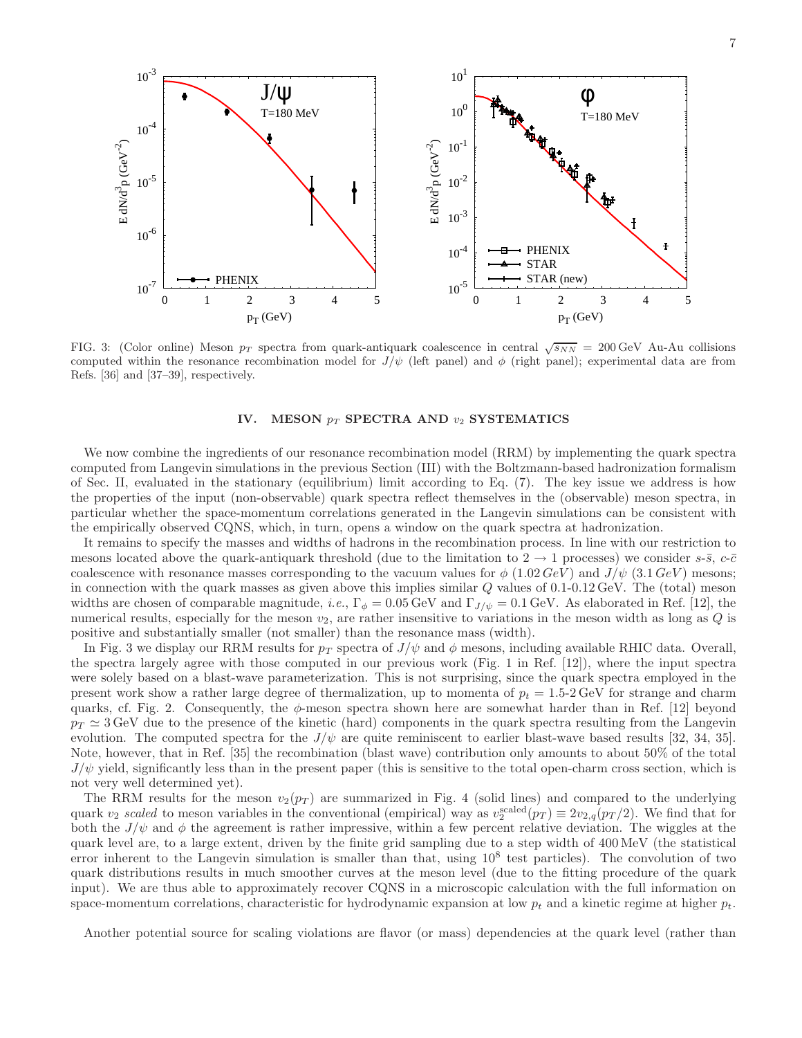FIG. 3: (Color online) Meson $p_T$ spectra from quark-antiquark coalescence in central $\sqrt{s_{NN}} = 200\,\mathrm{GeV}$ Au-Au collisions computed within the resonance recombination model for $J/\psi$ (left panel) and $\phi$ (right panel); experimental data are from Refs. [36] and [37–39], respectively.

## IV. MESON $p_T$ SPECTRA AND $v_2$ SYSTEMATICS

We now combine the ingredients of our resonance recombination model (RRM) by implementing the quark spectra computed from Langevin simulations in the previous Section (III) with the Boltzmann-based hadronization formalism of Sec. II, evaluated in the stationary (equilibrium) limit according to Eq. (7). The key issue we address is how the properties of the input (non-observable) quark spectra reflect themselves in the (observable) meson spectra, in particular whether the space-momentum correlations generated in the Langevin simulations can be consistent with the empirically observed CQNS, which, in turn, opens a window on the quark spectra at hadronization.

It remains to specify the masses and widths of hadrons in the recombination process. In line with our restriction to mesons located above the quark-antiquark threshold (due to the limitation to $2 \rightarrow 1$ processes) we consider $s$-$\bar{s}$, $c$-$\bar{c}$ coalescence with resonance masses corresponding to the vacuum values for $\phi$ ($1.02\,GeV$) and $J/\psi$ ($3.1\,GeV$) mesons; in connection with the quark masses as given above this implies similar $Q$ values of 0.1-0.12 GeV. The (total) meson widths are chosen of comparable magnitude, *i.e.*, $\Gamma_\phi = 0.05\,\mathrm{GeV}$ and $\Gamma_{J/\psi} = 0.1\,\mathrm{GeV}$. As elaborated in Ref. [12], the numerical results, especially for the meson $v_2$, are rather insensitive to variations in the meson width as long as $Q$ is positive and substantially smaller (not smaller) than the resonance mass (width).

In Fig. 3 we display our RRM results for $p_T$ spectra of $J/\psi$ and $\phi$ mesons, including available RHIC data. Overall, the spectra largely agree with those computed in our previous work (Fig. 1 in Ref. [12]), where the input spectra were solely based on a blast-wave parameterization. This is not surprising, since the quark spectra employed in the present work show a rather large degree of thermalization, up to momenta of $p_t = 1.5$-$2\,\mathrm{GeV}$ for strange and charm quarks, cf. Fig. 2. Consequently, the $\phi$-meson spectra shown here are somewhat harder than in Ref. [12] beyond $p_T \simeq 3\,\mathrm{GeV}$ due to the presence of the kinetic (hard) components in the quark spectra resulting from the Langevin evolution. The computed spectra for the $J/\psi$ are quite reminiscent to earlier blast-wave based results [32, 34, 35]. Note, however, that in Ref. [35] the recombination (blast wave) contribution only amounts to about 50% of the total $J/\psi$ yield, significantly less than in the present paper (this is sensitive to the total open-charm cross section, which is not very well determined yet).

The RRM results for the meson $v_2(p_T)$ are summarized in Fig. 4 (solid lines) and compared to the underlying quark $v_2$ *scaled* to meson variables in the conventional (empirical) way as $v_2^{\mathrm{scaled}}(p_T) \equiv 2v_{2,q}(p_T/2)$. We find that for both the $J/\psi$ and $\phi$ the agreement is rather impressive, within a few percent relative deviation. The wiggles at the quark level are, to a large extent, driven by the finite grid sampling due to a step width of 400 MeV (the statistical error inherent to the Langevin simulation is smaller than that, using $10^8$ test particles). The convolution of two quark distributions results in much smoother curves at the meson level (due to the fitting procedure of the quark input). We are thus able to approximately recover CQNS in a microscopic calculation with the full information on space-momentum correlations, characteristic for hydrodynamic expansion at low $p_t$ and a kinetic regime at higher $p_t$.

Another potential source for scaling violations are flavor (or mass) dependencies at the quark level (rather than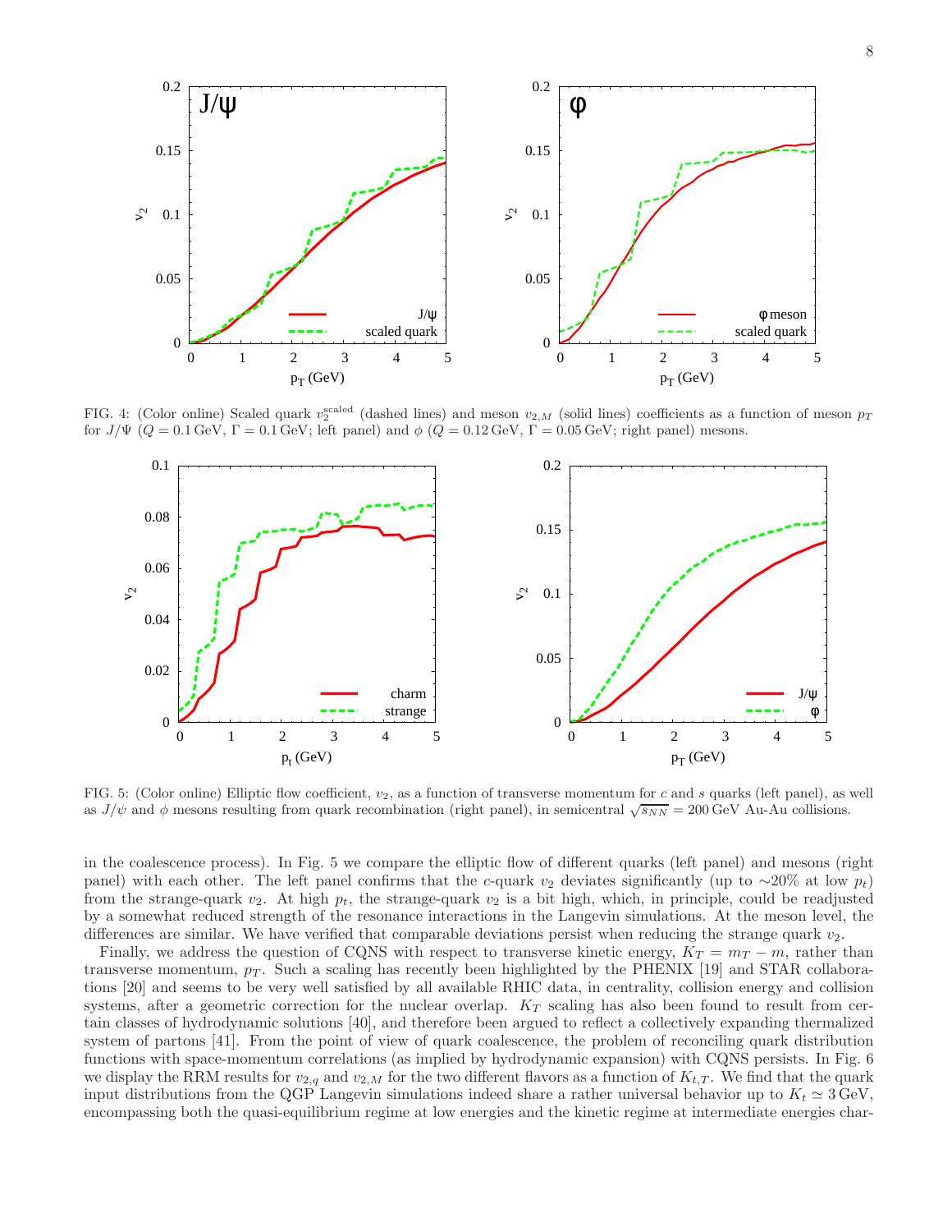FIG. 4: (Color online) Scaled quark $v_2^{\rm scaled}$ (dashed lines) and meson $v_{2,M}$ (solid lines) coefficients as a function of meson $p_T$ for $J/\Psi$ ($Q = 0.1\,\text{GeV}$, $\Gamma = 0.1\,\text{GeV}$; left panel) and $\phi$ ($Q = 0.12\,\text{GeV}$, $\Gamma = 0.05\,\text{GeV}$; right panel) mesons.

FIG. 5: (Color online) Elliptic flow coefficient, $v_2$, as a function of transverse momentum for $c$ and $s$ quarks (left panel), as well as $J/\psi$ and $\phi$ mesons resulting from quark recombination (right panel), in semicentral $\sqrt{s_{NN}} = 200\,\text{GeV}$ Au-Au collisions.

in the coalescence process). In Fig. 5 we compare the elliptic flow of different quarks (left panel) and mesons (right panel) with each other. The left panel confirms that the $c$-quark $v_2$ deviates significantly (up to $\sim$20% at low $p_t$) from the strange-quark $v_2$. At high $p_t$, the strange-quark $v_2$ is a bit high, which, in principle, could be readjusted by a somewhat reduced strength of the resonance interactions in the Langevin simulations. At the meson level, the differences are similar. We have verified that comparable deviations persist when reducing the strange quark $v_2$.

Finally, we address the question of CQNS with respect to transverse kinetic energy, $K_T = m_T - m$, rather than transverse momentum, $p_T$. Such a scaling has recently been highlighted by the PHENIX [19] and STAR collaborations [20] and seems to be very well satisfied by all available RHIC data, in centrality, collision energy and collision systems, after a geometric correction for the nuclear overlap. $K_T$ scaling has also been found to result from certain classes of hydrodynamic solutions [40], and therefore been argued to reflect a collectively expanding thermalized system of partons [41]. From the point of view of quark coalescence, the problem of reconciling quark distribution functions with space-momentum correlations (as implied by hydrodynamic expansion) with CQNS persists. In Fig. 6 we display the RRM results for $v_{2,q}$ and $v_{2,M}$ for the two different flavors as a function of $K_{t,T}$. We find that the quark input distributions from the QGP Langevin simulations indeed share a rather universal behavior up to $K_t \simeq 3\,\text{GeV}$, encompassing both the quasi-equilibrium regime at low energies and the kinetic regime at intermediate energies char-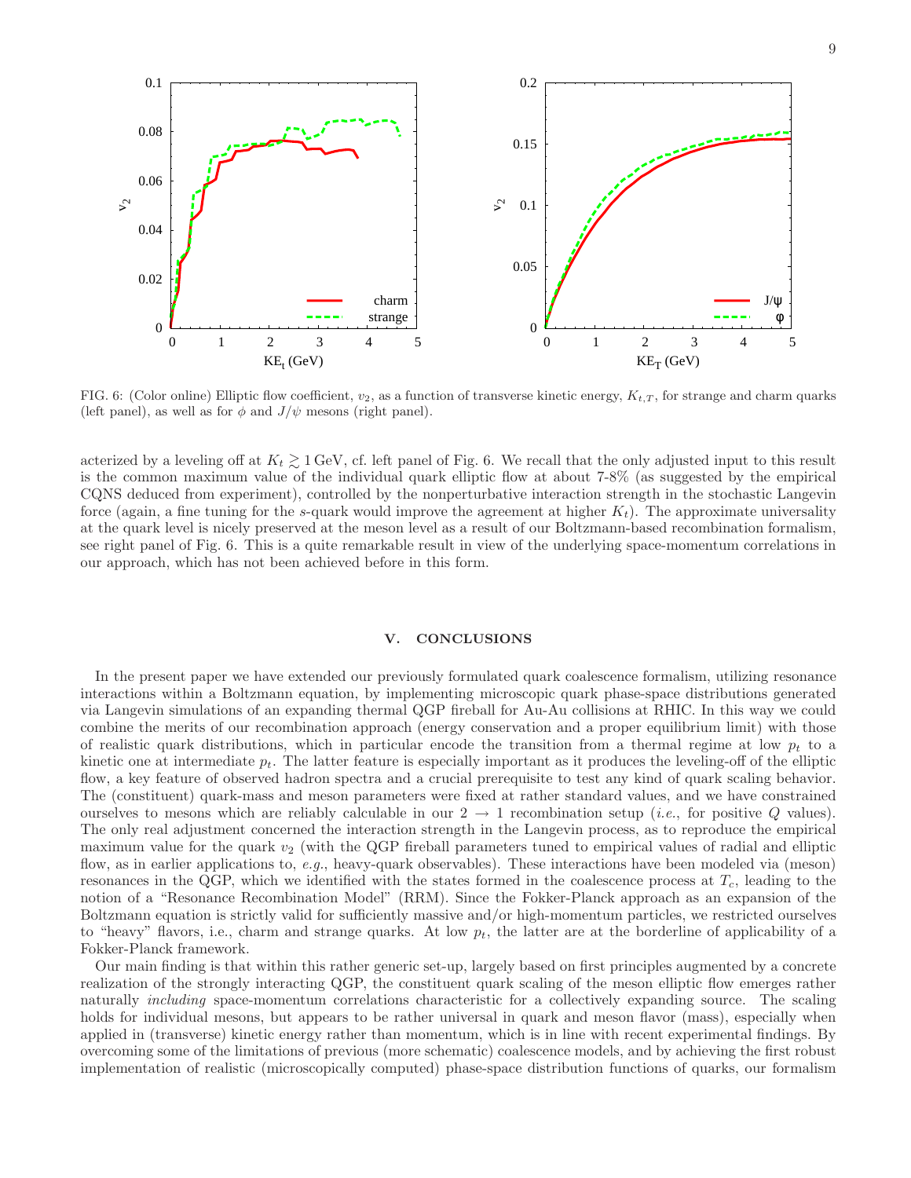FIG. 6: (Color online) Elliptic flow coefficient, $v_2$, as a function of transverse kinetic energy, $K_{t,T}$, for strange and charm quarks (left panel), as well as for $\phi$ and $J/\psi$ mesons (right panel).

acterized by a leveling off at $K_t \gtrsim 1$ GeV, cf. left panel of Fig. 6. We recall that the only adjusted input to this result is the common maximum value of the individual quark elliptic flow at about 7-8% (as suggested by the empirical CQNS deduced from experiment), controlled by the nonperturbative interaction strength in the stochastic Langevin force (again, a fine tuning for the $s$-quark would improve the agreement at higher $K_t$). The approximate universality at the quark level is nicely preserved at the meson level as a result of our Boltzmann-based recombination formalism, see right panel of Fig. 6. This is a quite remarkable result in view of the underlying space-momentum correlations in our approach, which has not been achieved before in this form.

## V. CONCLUSIONS

In the present paper we have extended our previously formulated quark coalescence formalism, utilizing resonance interactions within a Boltzmann equation, by implementing microscopic quark phase-space distributions generated via Langevin simulations of an expanding thermal QGP fireball for Au-Au collisions at RHIC. In this way we could combine the merits of our recombination approach (energy conservation and a proper equilibrium limit) with those of realistic quark distributions, which in particular encode the transition from a thermal regime at low $p_t$ to a kinetic one at intermediate $p_t$. The latter feature is especially important as it produces the leveling-off of the elliptic flow, a key feature of observed hadron spectra and a crucial prerequisite to test any kind of quark scaling behavior. The (constituent) quark-mass and meson parameters were fixed at rather standard values, and we have constrained ourselves to mesons which are reliably calculable in our $2 \to 1$ recombination setup (*i.e.*, for positive $Q$ values). The only real adjustment concerned the interaction strength in the Langevin process, as to reproduce the empirical maximum value for the quark $v_2$ (with the QGP fireball parameters tuned to empirical values of radial and elliptic flow, as in earlier applications to, *e.g.*, heavy-quark observables). These interactions have been modeled via (meson) resonances in the QGP, which we identified with the states formed in the coalescence process at $T_c$, leading to the notion of a "Resonance Recombination Model" (RRM). Since the Fokker-Planck approach as an expansion of the Boltzmann equation is strictly valid for sufficiently massive and/or high-momentum particles, we restricted ourselves to "heavy" flavors, i.e., charm and strange quarks. At low $p_t$, the latter are at the borderline of applicability of a Fokker-Planck framework.

Our main finding is that within this rather generic set-up, largely based on first principles augmented by a concrete realization of the strongly interacting QGP, the constituent quark scaling of the meson elliptic flow emerges rather naturally *including* space-momentum correlations characteristic for a collectively expanding source. The scaling holds for individual mesons, but appears to be rather universal in quark and meson flavor (mass), especially when applied in (transverse) kinetic energy rather than momentum, which is in line with recent experimental findings. By overcoming some of the limitations of previous (more schematic) coalescence models, and by achieving the first robust implementation of realistic (microscopically computed) phase-space distribution functions of quarks, our formalism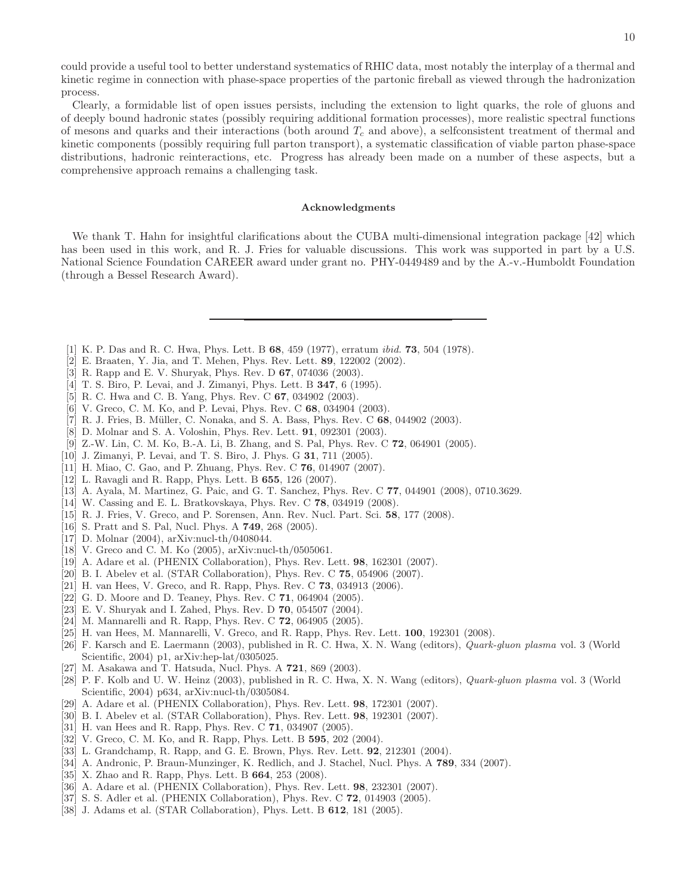could provide a useful tool to better understand systematics of RHIC data, most notably the interplay of a thermal and kinetic regime in connection with phase-space properties of the partonic fireball as viewed through the hadronization process.

Clearly, a formidable list of open issues persists, including the extension to light quarks, the role of gluons and of deeply bound hadronic states (possibly requiring additional formation processes), more realistic spectral functions of mesons and quarks and their interactions (both around $T_c$ and above), a selfconsistent treatment of thermal and kinetic components (possibly requiring full parton transport), a systematic classification of viable parton phase-space distributions, hadronic reinteractions, etc. Progress has already been made on a number of these aspects, but a comprehensive approach remains a challenging task.

### Acknowledgments

We thank T. Hahn for insightful clarifications about the CUBA multi-dimensional integration package [42] which has been used in this work, and R. J. Fries for valuable discussions. This work was supported in part by a U.S. National Science Foundation CAREER award under grant no. PHY-0449489 and by the A.-v.-Humboldt Foundation (through a Bessel Research Award).

---

[1] K. P. Das and R. C. Hwa, Phys. Lett. B **68**, 459 (1977), erratum *ibid.* **73**, 504 (1978).
[2] E. Braaten, Y. Jia, and T. Mehen, Phys. Rev. Lett. **89**, 122002 (2002).
[3] R. Rapp and E. V. Shuryak, Phys. Rev. D **67**, 074036 (2003).
[4] T. S. Biro, P. Levai, and J. Zimanyi, Phys. Lett. B **347**, 6 (1995).
[5] R. C. Hwa and C. B. Yang, Phys. Rev. C **67**, 034902 (2003).
[6] V. Greco, C. M. Ko, and P. Levai, Phys. Rev. C **68**, 034904 (2003).
[7] R. J. Fries, B. Müller, C. Nonaka, and S. A. Bass, Phys. Rev. C **68**, 044902 (2003).
[8] D. Molnar and S. A. Voloshin, Phys. Rev. Lett. **91**, 092301 (2003).
[9] Z.-W. Lin, C. M. Ko, B.-A. Li, B. Zhang, and S. Pal, Phys. Rev. C **72**, 064901 (2005).
[10] J. Zimanyi, P. Levai, and T. S. Biro, J. Phys. G **31**, 711 (2005).
[11] H. Miao, C. Gao, and P. Zhuang, Phys. Rev. C **76**, 014907 (2007).
[12] L. Ravagli and R. Rapp, Phys. Lett. B **655**, 126 (2007).
[13] A. Ayala, M. Martinez, G. Paic, and G. T. Sanchez, Phys. Rev. C **77**, 044901 (2008), 0710.3629.
[14] W. Cassing and E. L. Bratkovskaya, Phys. Rev. C **78**, 034919 (2008).
[15] R. J. Fries, V. Greco, and P. Sorensen, Ann. Rev. Nucl. Part. Sci. **58**, 177 (2008).
[16] S. Pratt and S. Pal, Nucl. Phys. A **749**, 268 (2005).
[17] D. Molnar (2004), arXiv:nucl-th/0408044.
[18] V. Greco and C. M. Ko (2005), arXiv:nucl-th/0505061.
[19] A. Adare et al. (PHENIX Collaboration), Phys. Rev. Lett. **98**, 162301 (2007).
[20] B. I. Abelev et al. (STAR Collaboration), Phys. Rev. C **75**, 054906 (2007).
[21] H. van Hees, V. Greco, and R. Rapp, Phys. Rev. C **73**, 034913 (2006).
[22] G. D. Moore and D. Teaney, Phys. Rev. C **71**, 064904 (2005).
[23] E. V. Shuryak and I. Zahed, Phys. Rev. D **70**, 054507 (2004).
[24] M. Mannarelli and R. Rapp, Phys. Rev. C **72**, 064905 (2005).
[25] H. van Hees, M. Mannarelli, V. Greco, and R. Rapp, Phys. Rev. Lett. **100**, 192301 (2008).
[26] F. Karsch and E. Laermann (2003), published in R. C. Hwa, X. N. Wang (editors), *Quark-gluon plasma* vol. 3 (World Scientific, 2004) p1, arXiv:hep-lat/0305025.
[27] M. Asakawa and T. Hatsuda, Nucl. Phys. A **721**, 869 (2003).
[28] P. F. Kolb and U. W. Heinz (2003), published in R. C. Hwa, X. N. Wang (editors), *Quark-gluon plasma* vol. 3 (World Scientific, 2004) p634, arXiv:nucl-th/0305084.
[29] A. Adare et al. (PHENIX Collaboration), Phys. Rev. Lett. **98**, 172301 (2007).
[30] B. I. Abelev et al. (STAR Collaboration), Phys. Rev. Lett. **98**, 192301 (2007).
[31] H. van Hees and R. Rapp, Phys. Rev. C **71**, 034907 (2005).
[32] V. Greco, C. M. Ko, and R. Rapp, Phys. Lett. B **595**, 202 (2004).
[33] L. Grandchamp, R. Rapp, and G. E. Brown, Phys. Rev. Lett. **92**, 212301 (2004).
[34] A. Andronic, P. Braun-Munzinger, K. Redlich, and J. Stachel, Nucl. Phys. A **789**, 334 (2007).
[35] X. Zhao and R. Rapp, Phys. Lett. B **664**, 253 (2008).
[36] A. Adare et al. (PHENIX Collaboration), Phys. Rev. Lett. **98**, 232301 (2007).
[37] S. S. Adler et al. (PHENIX Collaboration), Phys. Rev. C **72**, 014903 (2005).
[38] J. Adams et al. (STAR Collaboration), Phys. Lett. B **612**, 181 (2005).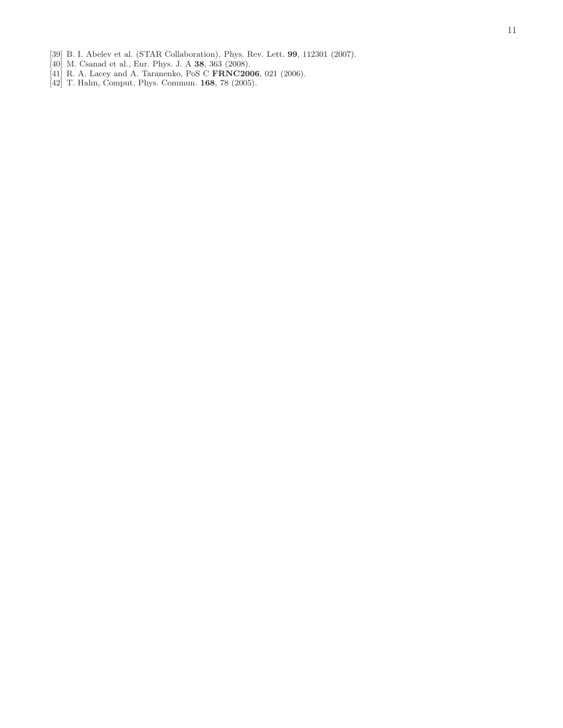[39] B. I. Abelev et al. (STAR Collaboration), Phys. Rev. Lett. **99**, 112301 (2007).
[40] M. Csanad et al., Eur. Phys. J. A **38**, 363 (2008).
[41] R. A. Lacey and A. Taranenko, PoS C **FRNC2006**, 021 (2006).
[42] T. Hahn, Comput. Phys. Commun. **168**, 78 (2005).